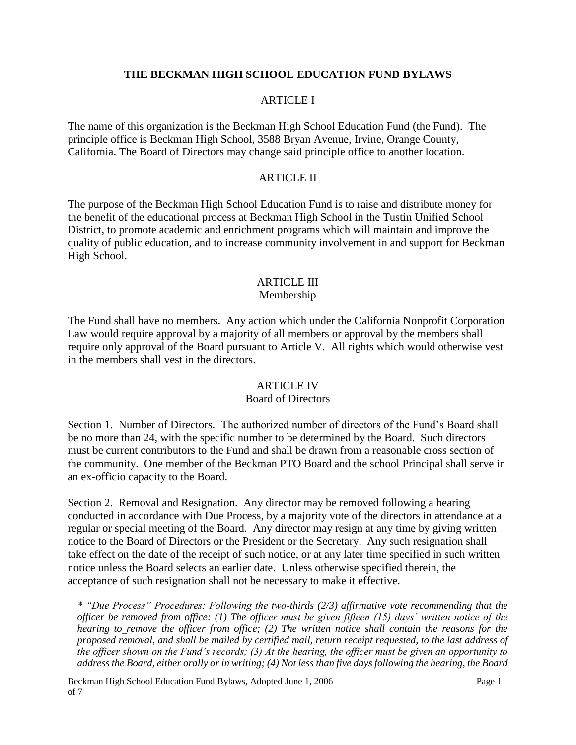# THE BECKMAN HIGH SCHOOL EDUCATION FUND BYLAWS

## ARTICLE I

The name of this organization is the Beckman High School Education Fund (the Fund). The principle office is Beckman High School, 3588 Bryan Avenue, Irvine, Orange County, California. The Board of Directors may change said principle office to another location.

## ARTICLE II

The purpose of the Beckman High School Education Fund is to raise and distribute money for the benefit of the educational process at Beckman High School in the Tustin Unified School District, to promote academic and enrichment programs which will maintain and improve the quality of public education, and to increase community involvement in and support for Beckman High School.

## ARTICLE III
### Membership

The Fund shall have no members. Any action which under the California Nonprofit Corporation Law would require approval by a majority of all members or approval by the members shall require only approval of the Board pursuant to Article V. All rights which would otherwise vest in the members shall vest in the directors.

## ARTICLE IV
### Board of Directors

Section 1. Number of Directors. The authorized number of directors of the Fund's Board shall be no more than 24, with the specific number to be determined by the Board. Such directors must be current contributors to the Fund and shall be drawn from a reasonable cross section of the community. One member of the Beckman PTO Board and the school Principal shall serve in an ex-officio capacity to the Board.

Section 2. Removal and Resignation. Any director may be removed following a hearing conducted in accordance with Due Process, by a majority vote of the directors in attendance at a regular or special meeting of the Board. Any director may resign at any time by giving written notice to the Board of Directors or the President or the Secretary. Any such resignation shall take effect on the date of the receipt of such notice, or at any later time specified in such written notice unless the Board selects an earlier date. Unless otherwise specified therein, the acceptance of such resignation shall not be necessary to make it effective.

*\* "Due Process" Procedures: Following the two-thirds (2/3) affirmative vote recommending that the officer be removed from office: (1) The officer must be given fifteen (15) days' written notice of the hearing to remove the officer from office; (2) The written notice shall contain the reasons for the proposed removal, and shall be mailed by certified mail, return receipt requested, to the last address of the officer shown on the Fund's records; (3) At the hearing, the officer must be given an opportunity to address the Board, either orally or in writing; (4) Not less than five days following the hearing, the Board*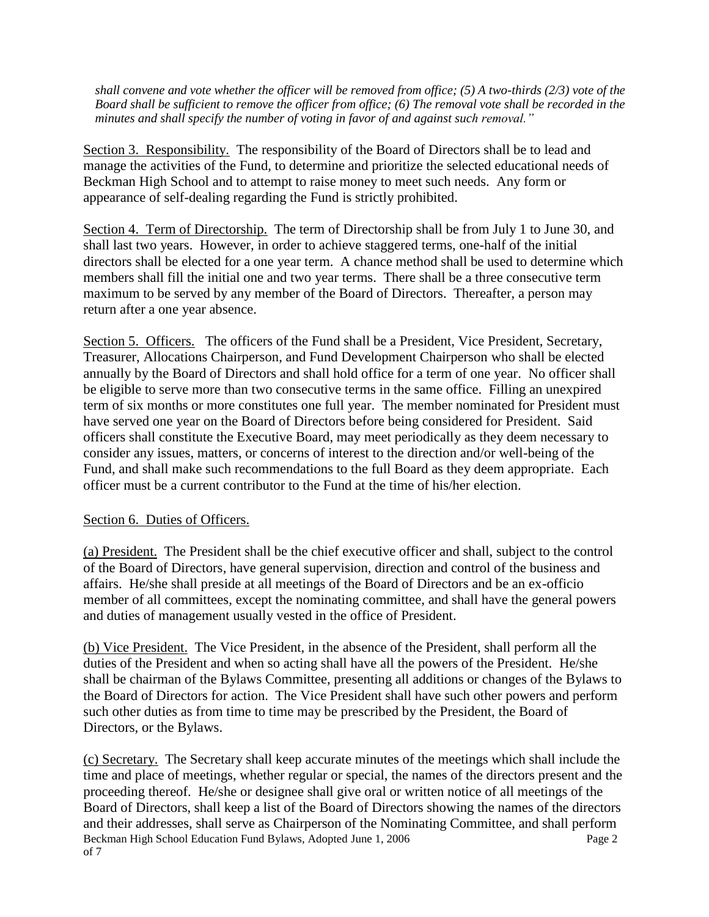*shall convene and vote whether the officer will be removed from office; (5) A two-thirds (2/3) vote of the Board shall be sufficient to remove the officer from office; (6) The removal vote shall be recorded in the minutes and shall specify the number of voting in favor of and against such removal."*

Section 3. Responsibility. The responsibility of the Board of Directors shall be to lead and manage the activities of the Fund, to determine and prioritize the selected educational needs of Beckman High School and to attempt to raise money to meet such needs. Any form or appearance of self-dealing regarding the Fund is strictly prohibited.

Section 4. Term of Directorship. The term of Directorship shall be from July 1 to June 30, and shall last two years. However, in order to achieve staggered terms, one-half of the initial directors shall be elected for a one year term. A chance method shall be used to determine which members shall fill the initial one and two year terms. There shall be a three consecutive term maximum to be served by any member of the Board of Directors. Thereafter, a person may return after a one year absence.

Section 5. Officers. The officers of the Fund shall be a President, Vice President, Secretary, Treasurer, Allocations Chairperson, and Fund Development Chairperson who shall be elected annually by the Board of Directors and shall hold office for a term of one year. No officer shall be eligible to serve more than two consecutive terms in the same office. Filling an unexpired term of six months or more constitutes one full year. The member nominated for President must have served one year on the Board of Directors before being considered for President. Said officers shall constitute the Executive Board, may meet periodically as they deem necessary to consider any issues, matters, or concerns of interest to the direction and/or well-being of the Fund, and shall make such recommendations to the full Board as they deem appropriate. Each officer must be a current contributor to the Fund at the time of his/her election.

Section 6. Duties of Officers.

(a) President. The President shall be the chief executive officer and shall, subject to the control of the Board of Directors, have general supervision, direction and control of the business and affairs. He/she shall preside at all meetings of the Board of Directors and be an ex-officio member of all committees, except the nominating committee, and shall have the general powers and duties of management usually vested in the office of President.

(b) Vice President. The Vice President, in the absence of the President, shall perform all the duties of the President and when so acting shall have all the powers of the President. He/she shall be chairman of the Bylaws Committee, presenting all additions or changes of the Bylaws to the Board of Directors for action. The Vice President shall have such other powers and perform such other duties as from time to time may be prescribed by the President, the Board of Directors, or the Bylaws.

(c) Secretary. The Secretary shall keep accurate minutes of the meetings which shall include the time and place of meetings, whether regular or special, the names of the directors present and the proceeding thereof. He/she or designee shall give oral or written notice of all meetings of the Board of Directors, shall keep a list of the Board of Directors showing the names of the directors and their addresses, shall serve as Chairperson of the Nominating Committee, and shall perform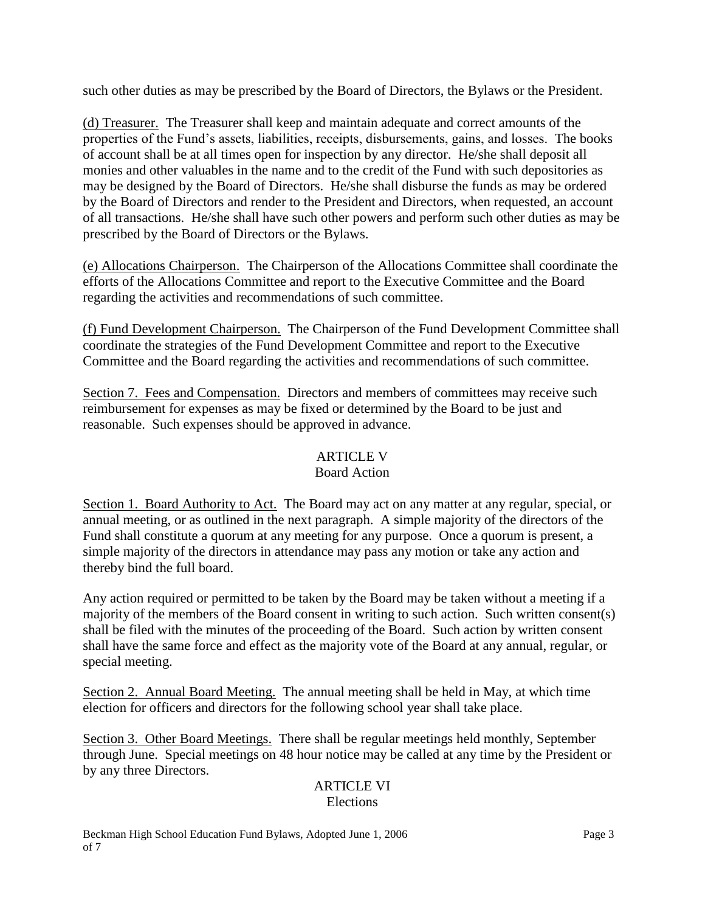such other duties as may be prescribed by the Board of Directors, the Bylaws or the President.

(d) Treasurer. The Treasurer shall keep and maintain adequate and correct amounts of the properties of the Fund's assets, liabilities, receipts, disbursements, gains, and losses. The books of account shall be at all times open for inspection by any director. He/she shall deposit all monies and other valuables in the name and to the credit of the Fund with such depositories as may be designed by the Board of Directors. He/she shall disburse the funds as may be ordered by the Board of Directors and render to the President and Directors, when requested, an account of all transactions. He/she shall have such other powers and perform such other duties as may be prescribed by the Board of Directors or the Bylaws.

(e) Allocations Chairperson. The Chairperson of the Allocations Committee shall coordinate the efforts of the Allocations Committee and report to the Executive Committee and the Board regarding the activities and recommendations of such committee.

(f) Fund Development Chairperson. The Chairperson of the Fund Development Committee shall coordinate the strategies of the Fund Development Committee and report to the Executive Committee and the Board regarding the activities and recommendations of such committee.

Section 7. Fees and Compensation. Directors and members of committees may receive such reimbursement for expenses as may be fixed or determined by the Board to be just and reasonable. Such expenses should be approved in advance.

## ARTICLE V
## Board Action

Section 1. Board Authority to Act. The Board may act on any matter at any regular, special, or annual meeting, or as outlined in the next paragraph. A simple majority of the directors of the Fund shall constitute a quorum at any meeting for any purpose. Once a quorum is present, a simple majority of the directors in attendance may pass any motion or take any action and thereby bind the full board.

Any action required or permitted to be taken by the Board may be taken without a meeting if a majority of the members of the Board consent in writing to such action. Such written consent(s) shall be filed with the minutes of the proceeding of the Board. Such action by written consent shall have the same force and effect as the majority vote of the Board at any annual, regular, or special meeting.

Section 2. Annual Board Meeting. The annual meeting shall be held in May, at which time election for officers and directors for the following school year shall take place.

Section 3. Other Board Meetings. There shall be regular meetings held monthly, September through June. Special meetings on 48 hour notice may be called at any time by the President or by any three Directors.

## ARTICLE VI
## Elections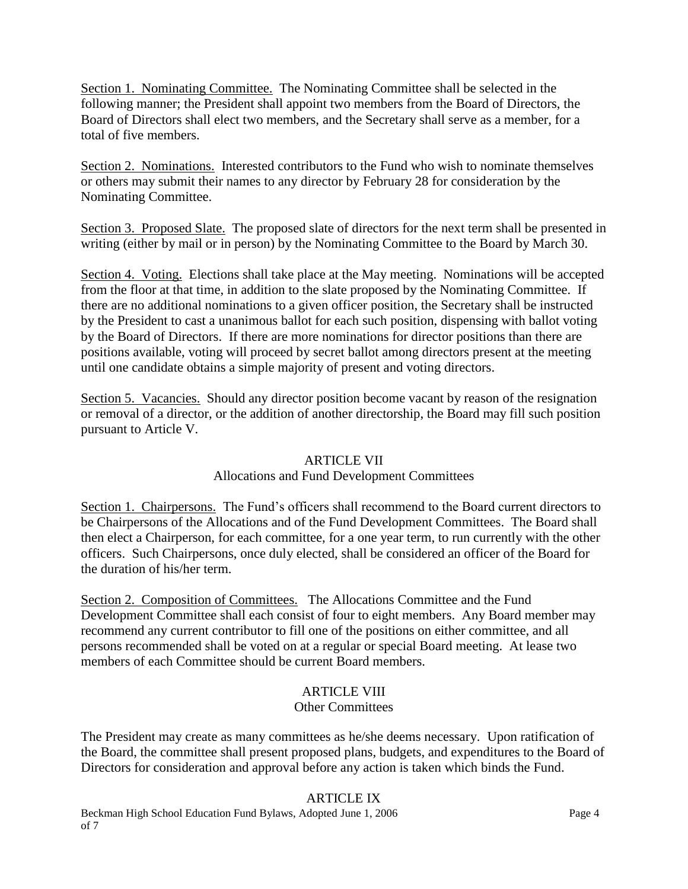Section 1. Nominating Committee. The Nominating Committee shall be selected in the following manner; the President shall appoint two members from the Board of Directors, the Board of Directors shall elect two members, and the Secretary shall serve as a member, for a total of five members.

Section 2. Nominations. Interested contributors to the Fund who wish to nominate themselves or others may submit their names to any director by February 28 for consideration by the Nominating Committee.

Section 3. Proposed Slate. The proposed slate of directors for the next term shall be presented in writing (either by mail or in person) by the Nominating Committee to the Board by March 30.

Section 4. Voting. Elections shall take place at the May meeting. Nominations will be accepted from the floor at that time, in addition to the slate proposed by the Nominating Committee. If there are no additional nominations to a given officer position, the Secretary shall be instructed by the President to cast a unanimous ballot for each such position, dispensing with ballot voting by the Board of Directors. If there are more nominations for director positions than there are positions available, voting will proceed by secret ballot among directors present at the meeting until one candidate obtains a simple majority of present and voting directors.

Section 5. Vacancies. Should any director position become vacant by reason of the resignation or removal of a director, or the addition of another directorship, the Board may fill such position pursuant to Article V.

## ARTICLE VII
### Allocations and Fund Development Committees

Section 1. Chairpersons. The Fund's officers shall recommend to the Board current directors to be Chairpersons of the Allocations and of the Fund Development Committees. The Board shall then elect a Chairperson, for each committee, for a one year term, to run currently with the other officers. Such Chairpersons, once duly elected, shall be considered an officer of the Board for the duration of his/her term.

Section 2. Composition of Committees. The Allocations Committee and the Fund Development Committee shall each consist of four to eight members. Any Board member may recommend any current contributor to fill one of the positions on either committee, and all persons recommended shall be voted on at a regular or special Board meeting. At lease two members of each Committee should be current Board members.

## ARTICLE VIII
### Other Committees

The President may create as many committees as he/she deems necessary. Upon ratification of the Board, the committee shall present proposed plans, budgets, and expenditures to the Board of Directors for consideration and approval before any action is taken which binds the Fund.

## ARTICLE IX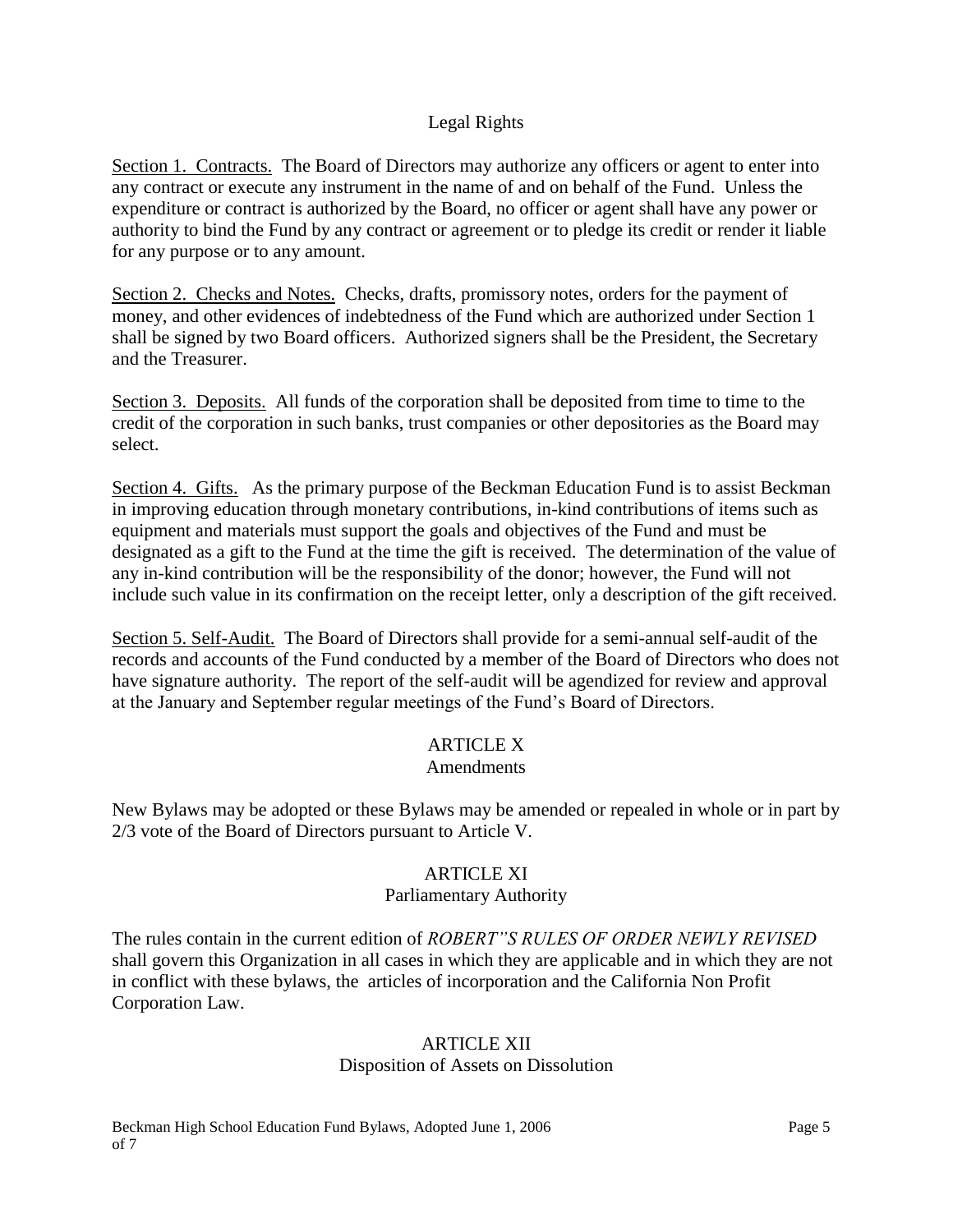## Legal Rights

<u>Section 1. Contracts.</u> The Board of Directors may authorize any officers or agent to enter into any contract or execute any instrument in the name of and on behalf of the Fund. Unless the expenditure or contract is authorized by the Board, no officer or agent shall have any power or authority to bind the Fund by any contract or agreement or to pledge its credit or render it liable for any purpose or to any amount.

<u>Section 2. Checks and Notes.</u> Checks, drafts, promissory notes, orders for the payment of money, and other evidences of indebtedness of the Fund which are authorized under Section 1 shall be signed by two Board officers. Authorized signers shall be the President, the Secretary and the Treasurer.

<u>Section 3. Deposits.</u> All funds of the corporation shall be deposited from time to time to the credit of the corporation in such banks, trust companies or other depositories as the Board may select.

<u>Section 4. Gifts.</u> As the primary purpose of the Beckman Education Fund is to assist Beckman in improving education through monetary contributions, in-kind contributions of items such as equipment and materials must support the goals and objectives of the Fund and must be designated as a gift to the Fund at the time the gift is received. The determination of the value of any in-kind contribution will be the responsibility of the donor; however, the Fund will not include such value in its confirmation on the receipt letter, only a description of the gift received.

<u>Section 5. Self-Audit.</u> The Board of Directors shall provide for a semi-annual self-audit of the records and accounts of the Fund conducted by a member of the Board of Directors who does not have signature authority. The report of the self-audit will be agendized for review and approval at the January and September regular meetings of the Fund's Board of Directors.

## ARTICLE X
### Amendments

New Bylaws may be adopted or these Bylaws may be amended or repealed in whole or in part by 2/3 vote of the Board of Directors pursuant to Article V.

## ARTICLE XI
### Parliamentary Authority

The rules contain in the current edition of *ROBERT"S RULES OF ORDER NEWLY REVISED* shall govern this Organization in all cases in which they are applicable and in which they are not in conflict with these bylaws, the articles of incorporation and the California Non Profit Corporation Law.

## ARTICLE XII
### Disposition of Assets on Dissolution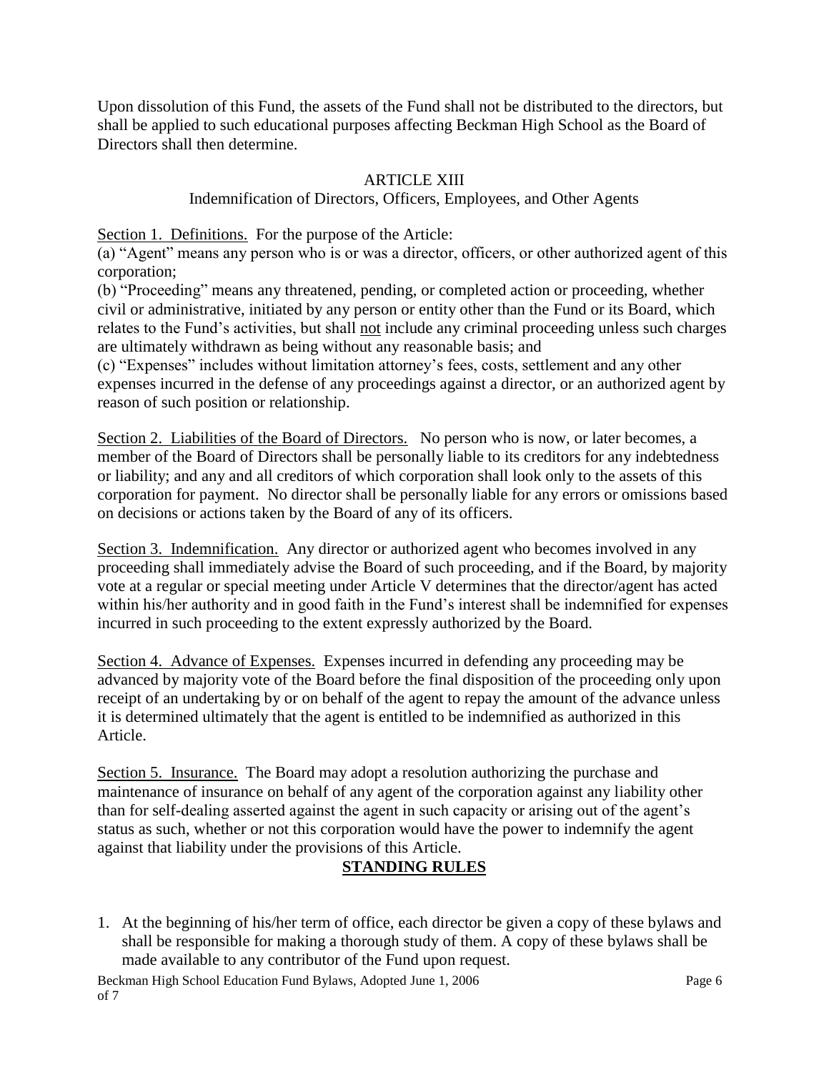Upon dissolution of this Fund, the assets of the Fund shall not be distributed to the directors, but shall be applied to such educational purposes affecting Beckman High School as the Board of Directors shall then determine.

## ARTICLE XIII

### Indemnification of Directors, Officers, Employees, and Other Agents

Section 1. Definitions. For the purpose of the Article:

(a) "Agent" means any person who is or was a director, officers, or other authorized agent of this corporation;

(b) "Proceeding" means any threatened, pending, or completed action or proceeding, whether civil or administrative, initiated by any person or entity other than the Fund or its Board, which relates to the Fund's activities, but shall not include any criminal proceeding unless such charges are ultimately withdrawn as being without any reasonable basis; and

(c) "Expenses" includes without limitation attorney's fees, costs, settlement and any other expenses incurred in the defense of any proceedings against a director, or an authorized agent by reason of such position or relationship.

Section 2. Liabilities of the Board of Directors. No person who is now, or later becomes, a member of the Board of Directors shall be personally liable to its creditors for any indebtedness or liability; and any and all creditors of which corporation shall look only to the assets of this corporation for payment. No director shall be personally liable for any errors or omissions based on decisions or actions taken by the Board of any of its officers.

Section 3. Indemnification. Any director or authorized agent who becomes involved in any proceeding shall immediately advise the Board of such proceeding, and if the Board, by majority vote at a regular or special meeting under Article V determines that the director/agent has acted within his/her authority and in good faith in the Fund's interest shall be indemnified for expenses incurred in such proceeding to the extent expressly authorized by the Board.

Section 4. Advance of Expenses. Expenses incurred in defending any proceeding may be advanced by majority vote of the Board before the final disposition of the proceeding only upon receipt of an undertaking by or on behalf of the agent to repay the amount of the advance unless it is determined ultimately that the agent is entitled to be indemnified as authorized in this Article.

Section 5. Insurance. The Board may adopt a resolution authorizing the purchase and maintenance of insurance on behalf of any agent of the corporation against any liability other than for self-dealing asserted against the agent in such capacity or arising out of the agent's status as such, whether or not this corporation would have the power to indemnify the agent against that liability under the provisions of this Article.

## STANDING RULES

1. At the beginning of his/her term of office, each director be given a copy of these bylaws and shall be responsible for making a thorough study of them. A copy of these bylaws shall be made available to any contributor of the Fund upon request.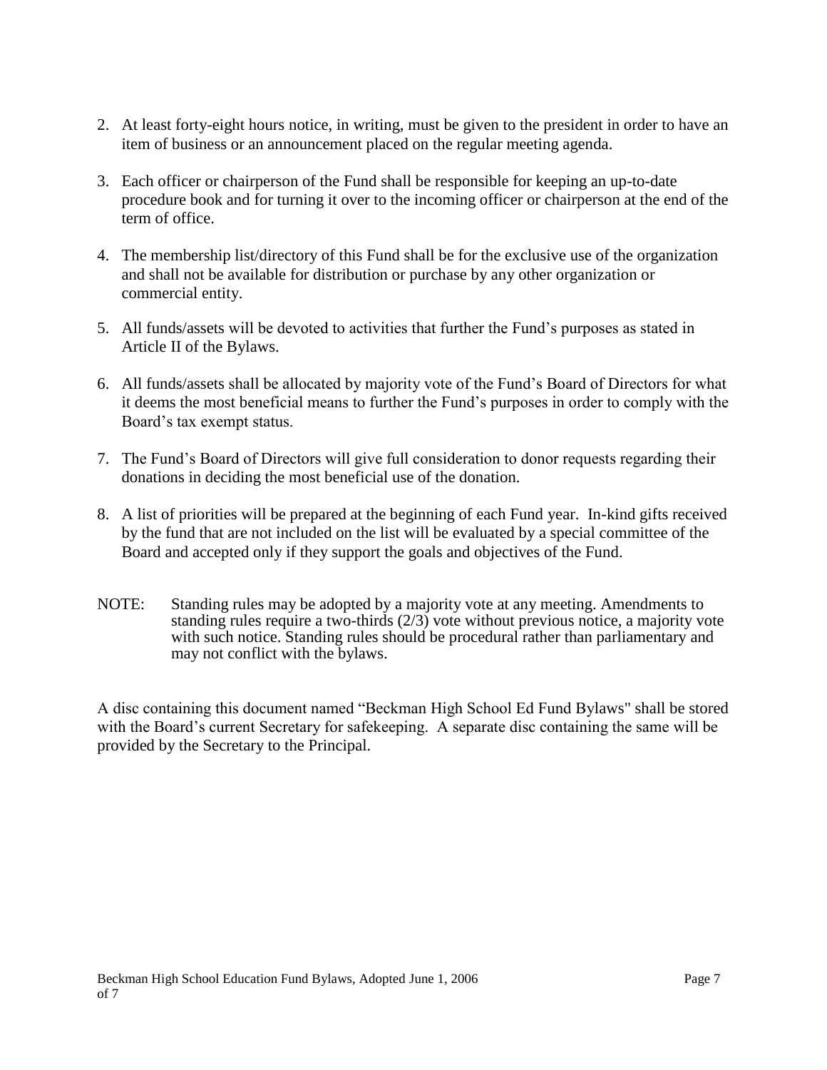2. At least forty-eight hours notice, in writing, must be given to the president in order to have an item of business or an announcement placed on the regular meeting agenda.

3. Each officer or chairperson of the Fund shall be responsible for keeping an up-to-date procedure book and for turning it over to the incoming officer or chairperson at the end of the term of office.

4. The membership list/directory of this Fund shall be for the exclusive use of the organization and shall not be available for distribution or purchase by any other organization or commercial entity.

5. All funds/assets will be devoted to activities that further the Fund's purposes as stated in Article II of the Bylaws.

6. All funds/assets shall be allocated by majority vote of the Fund's Board of Directors for what it deems the most beneficial means to further the Fund's purposes in order to comply with the Board's tax exempt status.

7. The Fund's Board of Directors will give full consideration to donor requests regarding their donations in deciding the most beneficial use of the donation.

8. A list of priorities will be prepared at the beginning of each Fund year. In-kind gifts received by the fund that are not included on the list will be evaluated by a special committee of the Board and accepted only if they support the goals and objectives of the Fund.

NOTE: Standing rules may be adopted by a majority vote at any meeting. Amendments to standing rules require a two-thirds (2/3) vote without previous notice, a majority vote with such notice. Standing rules should be procedural rather than parliamentary and may not conflict with the bylaws.

A disc containing this document named "Beckman High School Ed Fund Bylaws" shall be stored with the Board's current Secretary for safekeeping. A separate disc containing the same will be provided by the Secretary to the Principal.